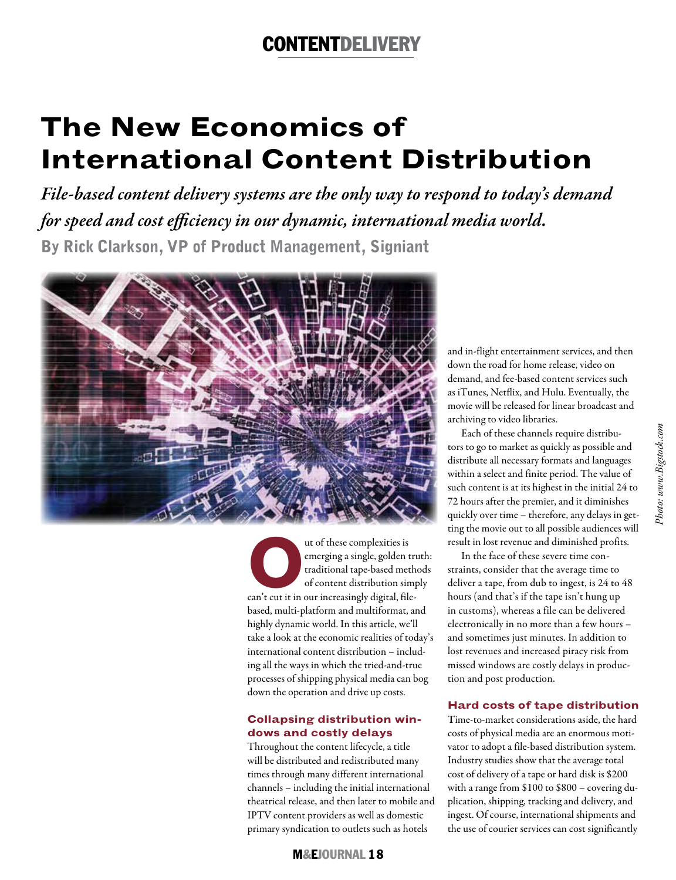# The New Economics of International Content Distribution

*File-based content delivery systems are the only way to respond to today's demand for speed and cost efficiency in our dynamic, international media world.*

**By Rick Clarkson, VP of Product Management, Signiant**

Out of these complexities is emerging a single, golden truth: traditional tape-based methods of content distribution simply can't cut it in our increasingly digital, file-based, multi-platform and multiformat, and highly dynamic world. In this article, we'll take a look at the economic realities of today's international content distribution – including all the ways in which the tried-and-true processes of shipping physical media can bog down the operation and drive up costs.

### Collapsing distribution windows and costly delays

Throughout the content lifecycle, a title will be distributed and redistributed many times through many different international channels – including the initial international theatrical release, and then later to mobile and IPTV content providers as well as domestic primary syndication to outlets such as hotels and in-flight entertainment services, and then down the road for home release, video on demand, and fee-based content services such as iTunes, Netflix, and Hulu. Eventually, the movie will be released for linear broadcast and archiving to video libraries.

Each of these channels require distributors to go to market as quickly as possible and distribute all necessary formats and languages within a select and finite period. The value of such content is at its highest in the initial 24 to 72 hours after the premier, and it diminishes quickly over time – therefore, any delays in getting the movie out to all possible audiences will result in lost revenue and diminished profits.

In the face of these severe time constraints, consider that the average time to deliver a tape, from dub to ingest, is 24 to 48 hours (and that's if the tape isn't hung up in customs), whereas a file can be delivered electronically in no more than a few hours – and sometimes just minutes. In addition to lost revenues and increased piracy risk from missed windows are costly delays in production and post production.

### Hard costs of tape distribution

Time-to-market considerations aside, the hard costs of physical media are an enormous motivator to adopt a file-based distribution system. Industry studies show that the average total cost of delivery of a tape or hard disk is $200 with a range from $100 to $800 – covering duplication, shipping, tracking and delivery, and ingest. Of course, international shipments and the use of courier services can cost significantly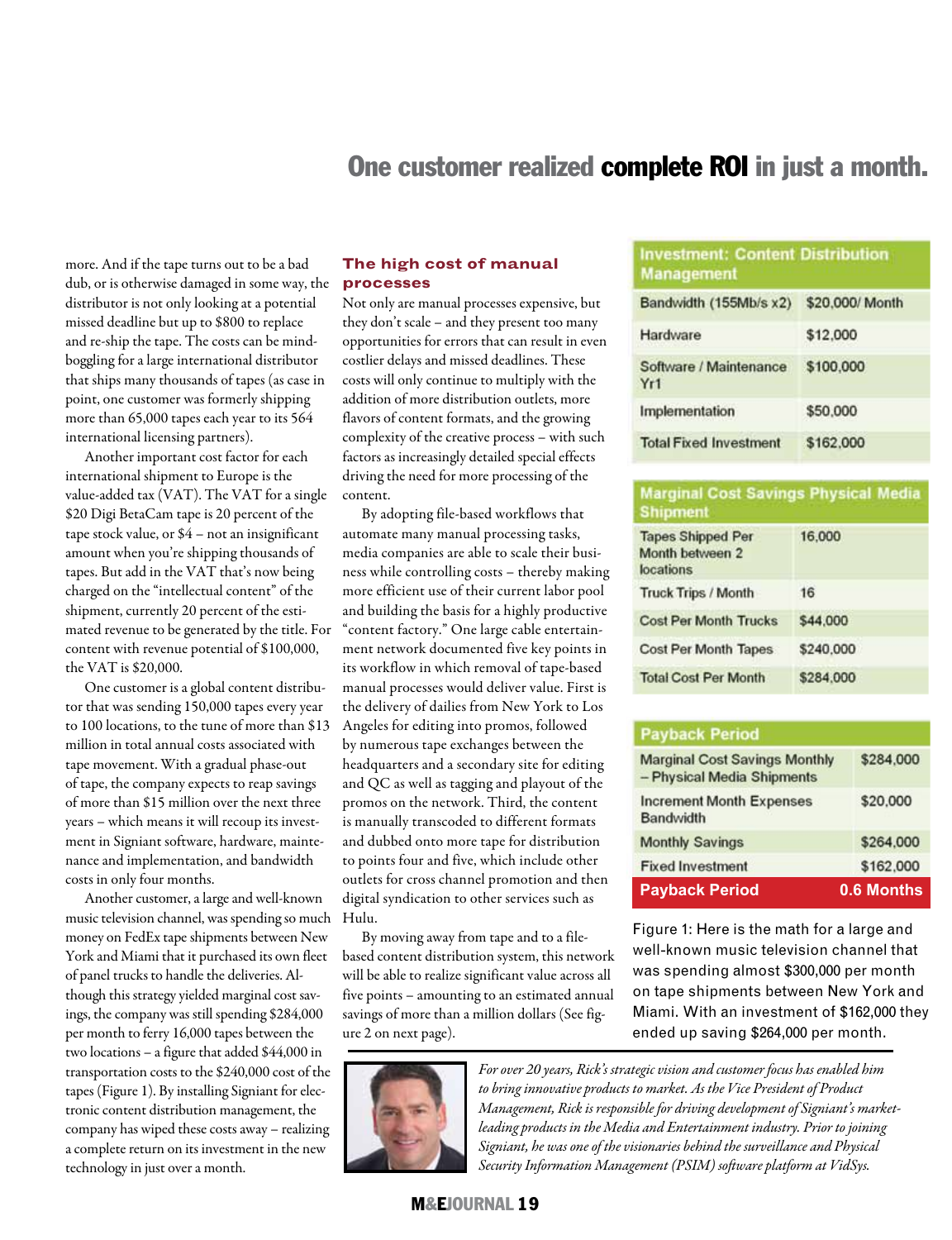## One customer realized **complete ROI** in just a month.

more. And if the tape turns out to be a bad dub, or is otherwise damaged in some way, the distributor is not only looking at a potential missed deadline but up to $800 to replace and re-ship the tape. The costs can be mind-boggling for a large international distributor that ships many thousands of tapes (as case in point, one customer was formerly shipping more than 65,000 tapes each year to its 564 international licensing partners).

Another important cost factor for each international shipment to Europe is the value-added tax (VAT). The VAT for a single $20 Digi BetaCam tape is 20 percent of the tape stock value, or $4 – not an insignificant amount when you're shipping thousands of tapes. But add in the VAT that's now being charged on the "intellectual content" of the shipment, currently 20 percent of the estimated revenue to be generated by the title. For content with revenue potential of $100,000, the VAT is $20,000.

One customer is a global content distributor that was sending 150,000 tapes every year to 100 locations, to the tune of more than $13 million in total annual costs associated with tape movement. With a gradual phase-out of tape, the company expects to reap savings of more than $15 million over the next three years – which means it will recoup its investment in Signiant software, hardware, maintenance and implementation, and bandwidth costs in only four months.

Another customer, a large and well-known music television channel, was spending so much money on FedEx tape shipments between New York and Miami that it purchased its own fleet of panel trucks to handle the deliveries. Although this strategy yielded marginal cost savings, the company was still spending $284,000 per month to ferry 16,000 tapes between the two locations – a figure that added $44,000 in transportation costs to the $240,000 cost of the tapes (Figure 1). By installing Signiant for electronic content distribution management, the company has wiped these costs away – realizing a complete return on its investment in the new technology in just over a month.

### The high cost of manual processes

Not only are manual processes expensive, but they don't scale – and they present too many opportunities for errors that can result in even costlier delays and missed deadlines. These costs will only continue to multiply with the addition of more distribution outlets, more flavors of content formats, and the growing complexity of the creative process – with such factors as increasingly detailed special effects driving the need for more processing of the content.

By adopting file-based workflows that automate many manual processing tasks, media companies are able to scale their business while controlling costs – thereby making more efficient use of their current labor pool and building the basis for a highly productive "content factory." One large cable entertainment network documented five key points in its workflow in which removal of tape-based manual processes would deliver value. First is the delivery of dailies from New York to Los Angeles for editing into promos, followed by numerous tape exchanges between the headquarters and a secondary site for editing and QC as well as tagging and playout of the promos on the network. Third, the content is manually transcoded to different formats and dubbed onto more tape for distribution to points four and five, which include other outlets for cross channel promotion and then digital syndication to other services such as Hulu.

By moving away from tape and to a file-based content distribution system, this network will be able to realize significant value across all five points – amounting to an estimated annual savings of more than a million dollars (See figure 2 on next page).

| Investment: Content Distribution Management | |
|---|---|
| Bandwidth (155Mb/s x2) | $20,000/ Month |
| Hardware | $12,000 |
| Software / Maintenance Yr1 | $100,000 |
| Implementation | $50,000 |
| Total Fixed Investment | $162,000 |

| Marginal Cost Savings Physical Media Shipment | |
|---|---|
| Tapes Shipped Per Month between 2 locations | 16,000 |
| Truck Trips / Month | 16 |
| Cost Per Month Trucks | $44,000 |
| Cost Per Month Tapes | $240,000 |
| Total Cost Per Month | $284,000 |

| Payback Period | |
|---|---|
| Marginal Cost Savings Monthly – Physical Media Shipments | $284,000 |
| Increment Month Expenses Bandwidth | $20,000 |
| Monthly Savings | $264,000 |
| Fixed Investment | $162,000 |
| **Payback Period** | **0.6 Months** |

Figure 1: Here is the math for a large and well-known music television channel that was spending almost $300,000 per month on tape shipments between New York and Miami. With an investment of $162,000 they ended up saving $264,000 per month.

*For over 20 years, Rick's strategic vision and customer focus has enabled him to bring innovative products to market. As the Vice President of Product Management, Rick is responsible for driving development of Signiant's market-leading products in the Media and Entertainment industry. Prior to joining Signiant, he was one of the visionaries behind the surveillance and Physical Security Information Management (PSIM) software platform at VidSys.*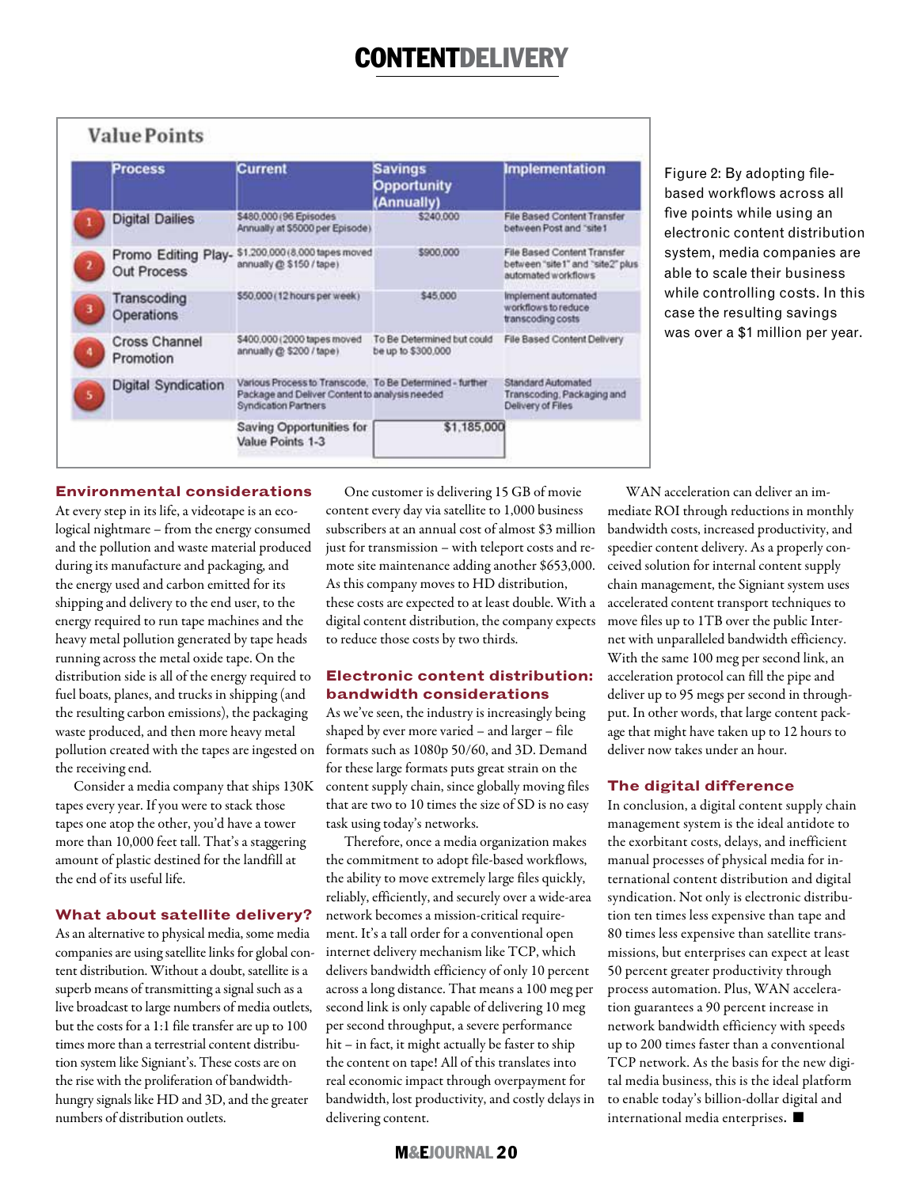## Value Points

| | Process | Current | Savings Opportunity (Annually) | Implementation |
|---|---|---|---|---|
| 1 | Digital Dailies | $480,000 (96 Episodes Annually at $5000 per Episode) | $240,000 | File Based Content Transfer between Post and "site1 |
| 2 | Promo Editing Play-Out Process | $1,200,000 (8,000 tapes moved annually @ $150 / tape) | $900,000 | File Based Content Transfer between "site1" and "site2" plus automated workflows |
| 3 | Transcoding Operations | $50,000 (12 hours per week) | $45,000 | Implement automated workflows to reduce transcoding costs |
| 4 | Cross Channel Promotion | $400,000 (2000 tapes moved annually @ $200 / tape) | To Be Determined but could be up to $300,000 | File Based Content Delivery |
| 5 | Digital Syndication | Various Process to Transcode, Package and Deliver Content to Syndication Partners | To Be Determined - further analysis needed | Standard Automated Transcoding, Packaging and Delivery of Files |
| | | Saving Opportunities for Value Points 1-3 | $1,185,000 | |

Figure 2: By adopting file-based workflows across all five points while using an electronic content distribution system, media companies are able to scale their business while controlling costs. In this case the resulting savings was over a $1 million per year.

### Environmental considerations

At every step in its life, a videotape is an ecological nightmare – from the energy consumed and the pollution and waste material produced during its manufacture and packaging, and the energy used and carbon emitted for its shipping and delivery to the end user, to the energy required to run tape machines and the heavy metal pollution generated by tape heads running across the metal oxide tape. On the distribution side is all of the energy required to fuel boats, planes, and trucks in shipping (and the resulting carbon emissions), the packaging waste produced, and then more heavy metal pollution created with the tapes are ingested on the receiving end.

Consider a media company that ships 130K tapes every year. If you were to stack those tapes one atop the other, you'd have a tower more than 10,000 feet tall. That's a staggering amount of plastic destined for the landfill at the end of its useful life.

### What about satellite delivery?

As an alternative to physical media, some media companies are using satellite links for global content distribution. Without a doubt, satellite is a superb means of transmitting a signal such as a live broadcast to large numbers of media outlets, but the costs for a 1:1 file transfer are up to 100 times more than a terrestrial content distribution system like Signiant's. These costs are on the rise with the proliferation of bandwidth-hungry signals like HD and 3D, and the greater numbers of distribution outlets.

One customer is delivering 15 GB of movie content every day via satellite to 1,000 business subscribers at an annual cost of almost $3 million just for transmission – with teleport costs and remote site maintenance adding another $653,000. As this company moves to HD distribution, these costs are expected to at least double. With a digital content distribution, the company expects to reduce those costs by two thirds.

### Electronic content distribution: bandwidth considerations

As we've seen, the industry is increasingly being shaped by ever more varied – and larger – file formats such as 1080p 50/60, and 3D. Demand for these large formats puts great strain on the content supply chain, since globally moving files that are two to 10 times the size of SD is no easy task using today's networks.

Therefore, once a media organization makes the commitment to adopt file-based workflows, the ability to move extremely large files quickly, reliably, efficiently, and securely over a wide-area network becomes a mission-critical requirement. It's a tall order for a conventional open internet delivery mechanism like TCP, which delivers bandwidth efficiency of only 10 percent across a long distance. That means a 100 meg per second link is only capable of delivering 10 meg per second throughput, a severe performance hit – in fact, it might actually be faster to ship the content on tape! All of this translates into real economic impact through overpayment for bandwidth, lost productivity, and costly delays in delivering content.

WAN acceleration can deliver an immediate ROI through reductions in monthly bandwidth costs, increased productivity, and speedier content delivery. As a properly conceived solution for internal content supply chain management, the Signiant system uses accelerated content transport techniques to move files up to 1TB over the public Internet with unparalleled bandwidth efficiency. With the same 100 meg per second link, an acceleration protocol can fill the pipe and deliver up to 95 megs per second in throughput. In other words, that large content package that might have taken up to 12 hours to deliver now takes under an hour.

### The digital difference

In conclusion, a digital content supply chain management system is the ideal antidote to the exorbitant costs, delays, and inefficient manual processes of physical media for international content distribution and digital syndication. Not only is electronic distribution ten times less expensive than tape and 80 times less expensive than satellite transmissions, but enterprises can expect at least 50 percent greater productivity through process automation. Plus, WAN acceleration guarantees a 90 percent increase in network bandwidth efficiency with speeds up to 200 times faster than a conventional TCP network. As the basis for the new digital media business, this is the ideal platform to enable today's billion-dollar digital and international media enterprises. ■